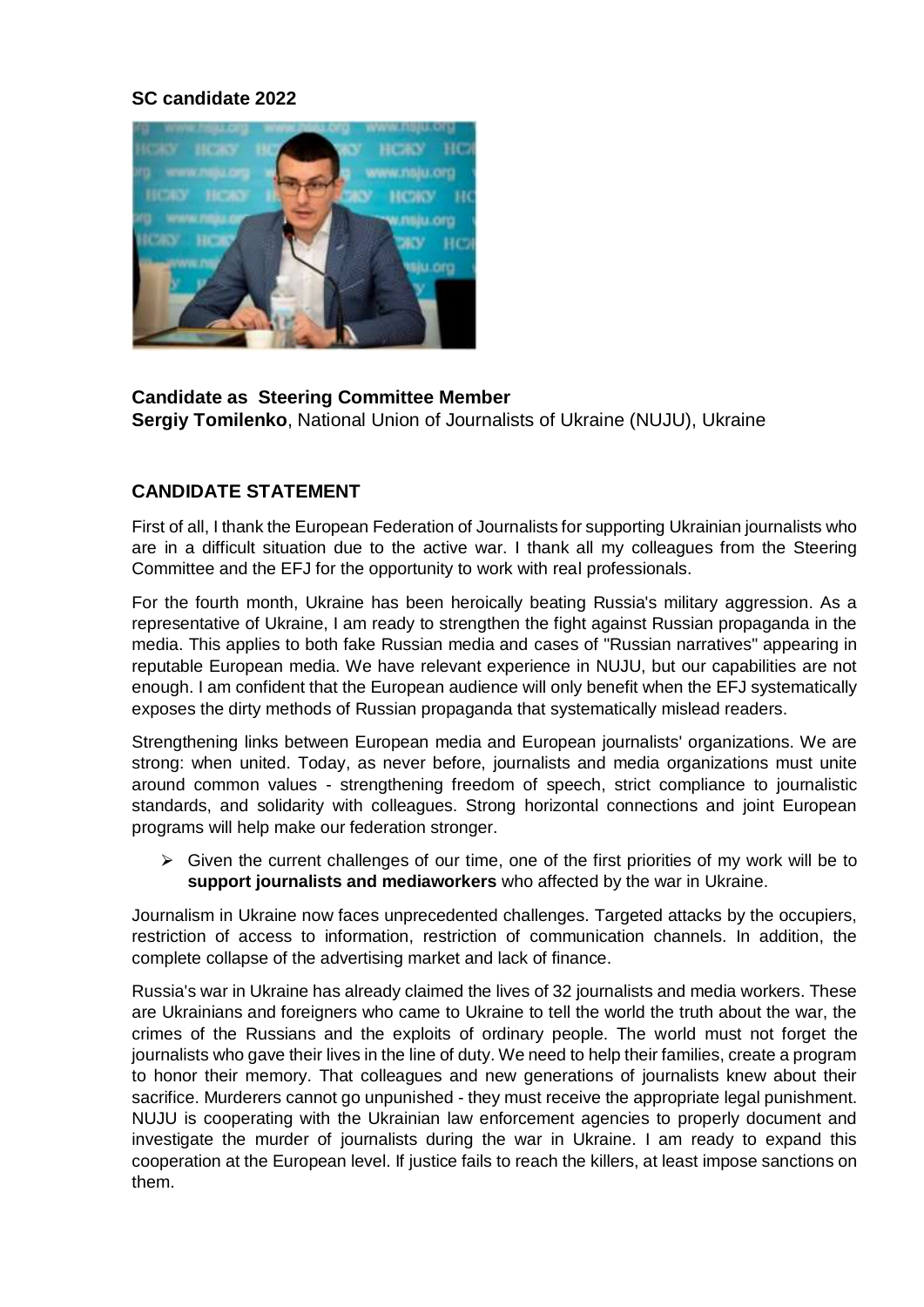**SC candidate 2022**

**Candidate as Steering Committee Member**
**Sergiy Tomilenko**, National Union of Journalists of Ukraine (NUJU), Ukraine

## CANDIDATE STATEMENT

First of all, I thank the European Federation of Journalists for supporting Ukrainian journalists who are in a difficult situation due to the active war. I thank all my colleagues from the Steering Committee and the EFJ for the opportunity to work with real professionals.

For the fourth month, Ukraine has been heroically beating Russia's military aggression. As a representative of Ukraine, I am ready to strengthen the fight against Russian propaganda in the media. This applies to both fake Russian media and cases of "Russian narratives" appearing in reputable European media. We have relevant experience in NUJU, but our capabilities are not enough. I am confident that the European audience will only benefit when the EFJ systematically exposes the dirty methods of Russian propaganda that systematically mislead readers.

Strengthening links between European media and European journalists' organizations. We are strong: when united. Today, as never before, journalists and media organizations must unite around common values - strengthening freedom of speech, strict compliance to journalistic standards, and solidarity with colleagues. Strong horizontal connections and joint European programs will help make our federation stronger.

- Given the current challenges of our time, one of the first priorities of my work will be to **support journalists and mediaworkers** who affected by the war in Ukraine.

Journalism in Ukraine now faces unprecedented challenges. Targeted attacks by the occupiers, restriction of access to information, restriction of communication channels. In addition, the complete collapse of the advertising market and lack of finance.

Russia's war in Ukraine has already claimed the lives of 32 journalists and media workers. These are Ukrainians and foreigners who came to Ukraine to tell the world the truth about the war, the crimes of the Russians and the exploits of ordinary people. The world must not forget the journalists who gave their lives in the line of duty. We need to help their families, create a program to honor their memory. That colleagues and new generations of journalists knew about their sacrifice. Murderers cannot go unpunished - they must receive the appropriate legal punishment. NUJU is cooperating with the Ukrainian law enforcement agencies to properly document and investigate the murder of journalists during the war in Ukraine. I am ready to expand this cooperation at the European level. If justice fails to reach the killers, at least impose sanctions on them.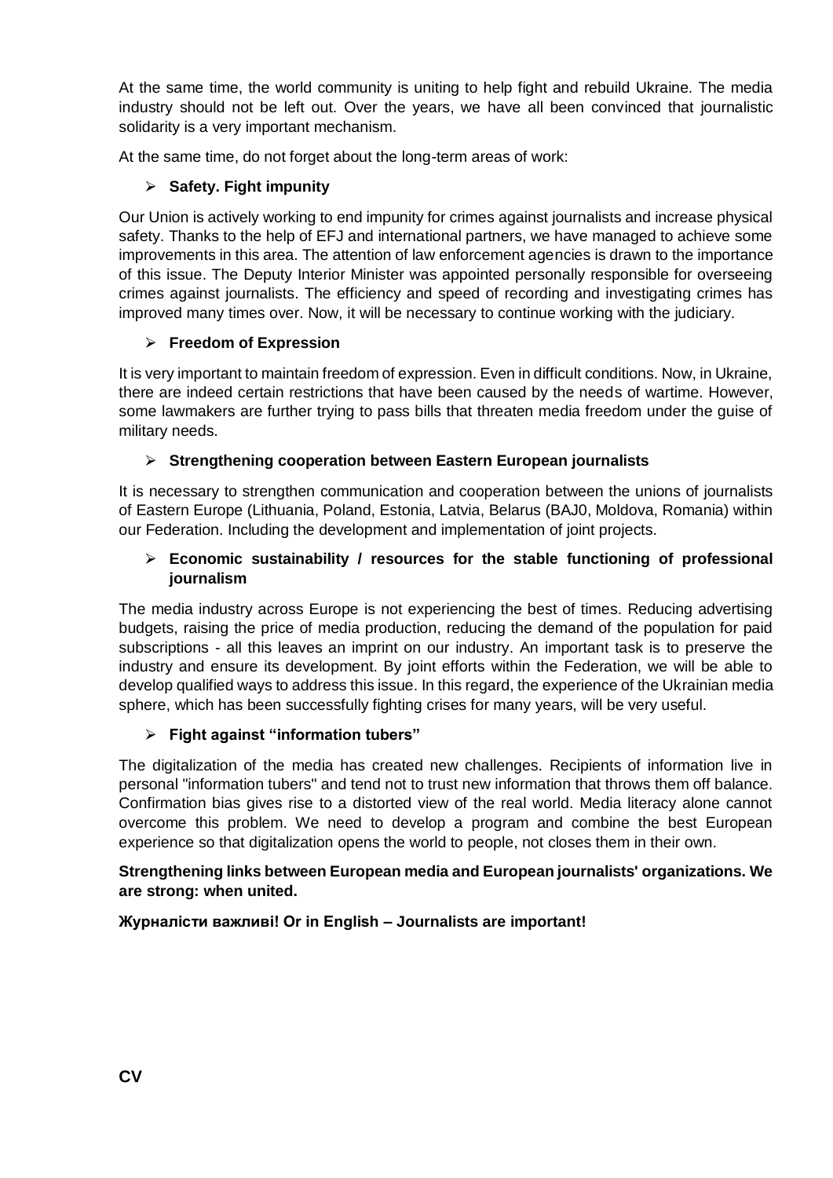At the same time, the world community is uniting to help fight and rebuild Ukraine. The media industry should not be left out. Over the years, we have all been convinced that journalistic solidarity is a very important mechanism.

At the same time, do not forget about the long-term areas of work:

- **Safety. Fight impunity**

Our Union is actively working to end impunity for crimes against journalists and increase physical safety. Thanks to the help of EFJ and international partners, we have managed to achieve some improvements in this area. The attention of law enforcement agencies is drawn to the importance of this issue. The Deputy Interior Minister was appointed personally responsible for overseeing crimes against journalists. The efficiency and speed of recording and investigating crimes has improved many times over. Now, it will be necessary to continue working with the judiciary.

- **Freedom of Expression**

It is very important to maintain freedom of expression. Even in difficult conditions. Now, in Ukraine, there are indeed certain restrictions that have been caused by the needs of wartime. However, some lawmakers are further trying to pass bills that threaten media freedom under the guise of military needs.

- **Strengthening cooperation between Eastern European journalists**

It is necessary to strengthen communication and cooperation between the unions of journalists of Eastern Europe (Lithuania, Poland, Estonia, Latvia, Belarus (BAJ0, Moldova, Romania) within our Federation. Including the development and implementation of joint projects.

- **Economic sustainability / resources for the stable functioning of professional journalism**

The media industry across Europe is not experiencing the best of times. Reducing advertising budgets, raising the price of media production, reducing the demand of the population for paid subscriptions - all this leaves an imprint on our industry. An important task is to preserve the industry and ensure its development. By joint efforts within the Federation, we will be able to develop qualified ways to address this issue. In this regard, the experience of the Ukrainian media sphere, which has been successfully fighting crises for many years, will be very useful.

- **Fight against "information tubers"**

The digitalization of the media has created new challenges. Recipients of information live in personal "information tubers" and tend not to trust new information that throws them off balance. Confirmation bias gives rise to a distorted view of the real world. Media literacy alone cannot overcome this problem. We need to develop a program and combine the best European experience so that digitalization opens the world to people, not closes them in their own.

**Strengthening links between European media and European journalists' organizations. We are strong: when united.**

**Журналісти важливі! Or in English – Journalists are important!**

## CV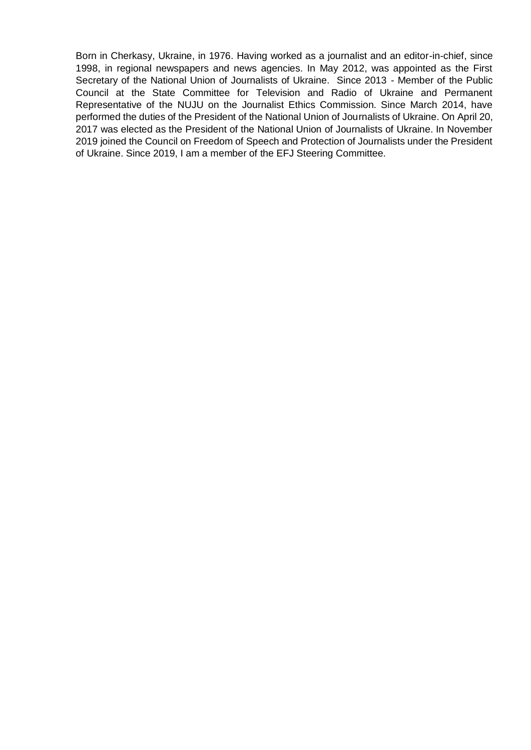Born in Cherkasy, Ukraine, in 1976. Having worked as a journalist and an editor-in-chief, since 1998, in regional newspapers and news agencies. In May 2012, was appointed as the First Secretary of the National Union of Journalists of Ukraine. Since 2013 - Member of the Public Council at the State Committee for Television and Radio of Ukraine and Permanent Representative of the NUJU on the Journalist Ethics Commission. Since March 2014, have performed the duties of the President of the National Union of Journalists of Ukraine. On April 20, 2017 was elected as the President of the National Union of Journalists of Ukraine. In November 2019 joined the Council on Freedom of Speech and Protection of Journalists under the President of Ukraine. Since 2019, I am a member of the EFJ Steering Committee.